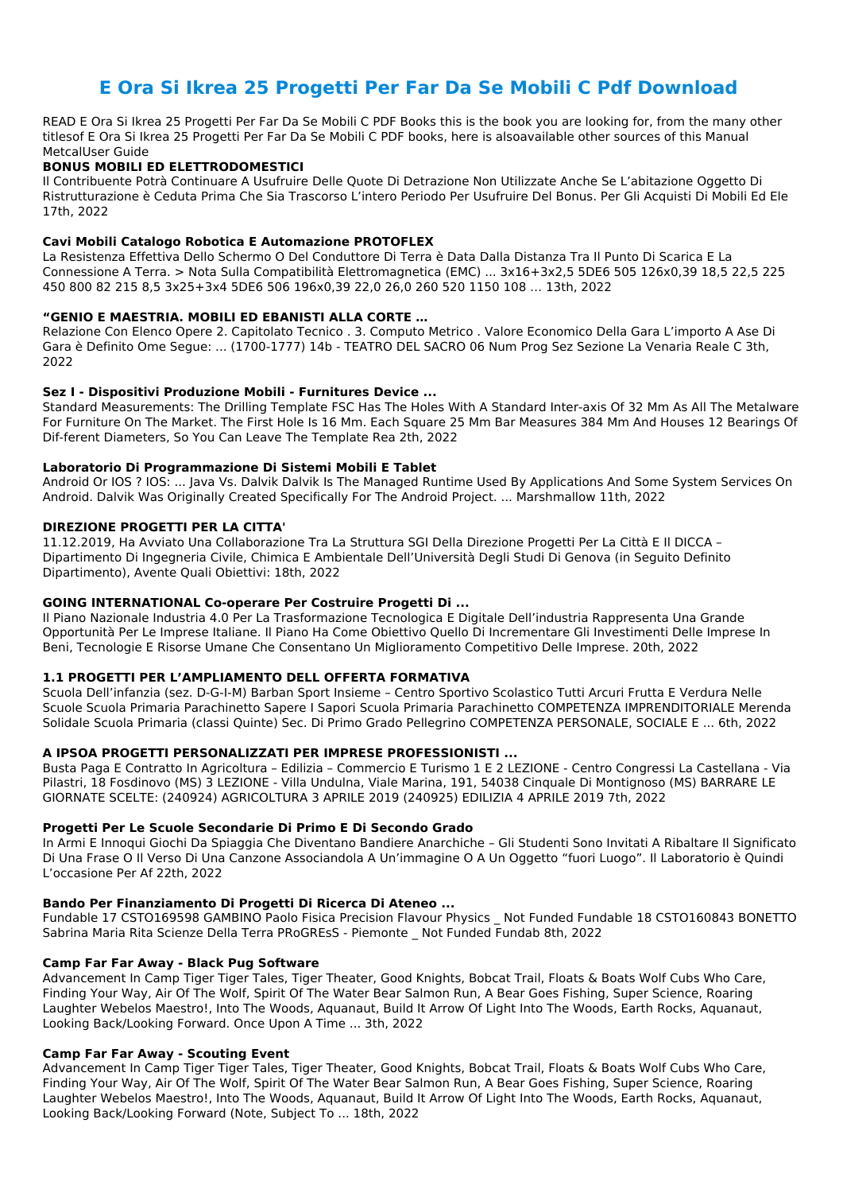# E Ora Si Ikrea 25 Progetti Per Far Da Se Mobili C Pdf Download

READ E Ora Si Ikrea 25 Progetti Per Far Da Se Mobili C PDF Books this is the book you are looking for, from the many other titlesof E Ora Si Ikrea 25 Progetti Per Far Da Se Mobili C PDF books, here is alsoavailable other sources of this Manual MetcalUser Guide

**BONUS MOBILI ED ELETTRODOMESTICI**

Il Contribuente Potrà Continuare A Usufruire Delle Quote Di Detrazione Non Utilizzate Anche Se L'abitazione Oggetto Di Ristrutturazione è Ceduta Prima Che Sia Trascorso L'intero Periodo Per Usufruire Del Bonus. Per Gli Acquisti Di Mobili Ed Ele 17th, 2022

**Cavi Mobili Catalogo Robotica E Automazione PROTOFLEX**

La Resistenza Effettiva Dello Schermo O Del Conduttore Di Terra è Data Dalla Distanza Tra Il Punto Di Scarica E La Connessione A Terra. > Nota Sulla Compatibilità Elettromagnetica (EMC) ... 3x16+3x2,5 5DE6 505 126x0,39 18,5 22,5 225 450 800 82 215 8,5 3x25+3x4 5DE6 506 196x0,39 22,0 26,0 260 520 1150 108 ... 13th, 2022

**"GENIO E MAESTRIA. MOBILI ED EBANISTI ALLA CORTE …**

Relazione Con Elenco Opere 2. Capitolato Tecnico . 3. Computo Metrico . Valore Economico Della Gara L'importo A Ase Di Gara è Definito Ome Segue: ... (1700-1777) 14b - TEATRO DEL SACRO 06 Num Prog Sez Sezione La Venaria Reale C 3th, 2022

**Sez I - Dispositivi Produzione Mobili - Furnitures Device ...**

Standard Measurements: The Drilling Template FSC Has The Holes With A Standard Inter-axis Of 32 Mm As All The Metalware For Furniture On The Market. The First Hole Is 16 Mm. Each Square 25 Mm Bar Measures 384 Mm And Houses 12 Bearings Of Dif-ferent Diameters, So You Can Leave The Template Rea 2th, 2022

**Laboratorio Di Programmazione Di Sistemi Mobili E Tablet**

Android Or IOS ? IOS: ... Java Vs. Dalvik Dalvik Is The Managed Runtime Used By Applications And Some System Services On Android. Dalvik Was Originally Created Specifically For The Android Project. ... Marshmallow 11th, 2022

**DIREZIONE PROGETTI PER LA CITTA'**

11.12.2019, Ha Avviato Una Collaborazione Tra La Struttura SGI Della Direzione Progetti Per La Città E Il DICCA – Dipartimento Di Ingegneria Civile, Chimica E Ambientale Dell'Università Degli Studi Di Genova (in Seguito Definito Dipartimento), Avente Quali Obiettivi: 18th, 2022

**GOING INTERNATIONAL Co-operare Per Costruire Progetti Di ...**

Il Piano Nazionale Industria 4.0 Per La Trasformazione Tecnologica E Digitale Dell'industria Rappresenta Una Grande Opportunità Per Le Imprese Italiane. Il Piano Ha Come Obiettivo Quello Di Incrementare Gli Investimenti Delle Imprese In Beni, Tecnologie E Risorse Umane Che Consentano Un Miglioramento Competitivo Delle Imprese. 20th, 2022

**1.1 PROGETTI PER L'AMPLIAMENTO DELL OFFERTA FORMATIVA**

Scuola Dell'infanzia (sez. D-G-I-M) Barban Sport Insieme – Centro Sportivo Scolastico Tutti Arcuri Frutta E Verdura Nelle Scuole Scuola Primaria Parachinetto Sapere I Sapori Scuola Primaria Parachinetto COMPETENZA IMPRENDITORIALE Merenda Solidale Scuola Primaria (classi Quinte) Sec. Di Primo Grado Pellegrino COMPETENZA PERSONALE, SOCIALE E ... 6th, 2022

**A IPSOA PROGETTI PERSONALIZZATI PER IMPRESE PROFESSIONISTI ...**

Busta Paga E Contratto In Agricoltura – Edilizia – Commercio E Turismo 1 E 2 LEZIONE - Centro Congressi La Castellana - Via Pilastri, 18 Fosdinovo (MS) 3 LEZIONE - Villa Undulna, Viale Marina, 191, 54038 Cinquale Di Montignoso (MS) BARRARE LE GIORNATE SCELTE: (240924) AGRICOLTURA 3 APRILE 2019 (240925) EDILIZIA 4 APRILE 2019 7th, 2022

**Progetti Per Le Scuole Secondarie Di Primo E Di Secondo Grado**

In Armi E Innoqui Giochi Da Spiaggia Che Diventano Bandiere Anarchiche – Gli Studenti Sono Invitati A Ribaltare Il Significato Di Una Frase O Il Verso Di Una Canzone Associandola A Un'immagine O A Un Oggetto "fuori Luogo". Il Laboratorio è Quindi L'occasione Per Af 22th, 2022

**Bando Per Finanziamento Di Progetti Di Ricerca Di Ateneo ...**

Fundable 17 CSTO169598 GAMBINO Paolo Fisica Precision Flavour Physics _ Not Funded Fundable 18 CSTO160843 BONETTO Sabrina Maria Rita Scienze Della Terra PRoGREsS - Piemonte _ Not Funded Fundab 8th, 2022

**Camp Far Far Away - Black Pug Software**

Advancement In Camp Tiger Tiger Tales, Tiger Theater, Good Knights, Bobcat Trail, Floats & Boats Wolf Cubs Who Care, Finding Your Way, Air Of The Wolf, Spirit Of The Water Bear Salmon Run, A Bear Goes Fishing, Super Science, Roaring Laughter Webelos Maestro!, Into The Woods, Aquanaut, Build It Arrow Of Light Into The Woods, Earth Rocks, Aquanaut, Looking Back/Looking Forward. Once Upon A Time ... 3th, 2022

**Camp Far Far Away - Scouting Event**

Advancement In Camp Tiger Tiger Tales, Tiger Theater, Good Knights, Bobcat Trail, Floats & Boats Wolf Cubs Who Care, Finding Your Way, Air Of The Wolf, Spirit Of The Water Bear Salmon Run, A Bear Goes Fishing, Super Science, Roaring Laughter Webelos Maestro!, Into The Woods, Aquanaut, Build It Arrow Of Light Into The Woods, Earth Rocks, Aquanaut, Looking Back/Looking Forward (Note, Subject To ... 18th, 2022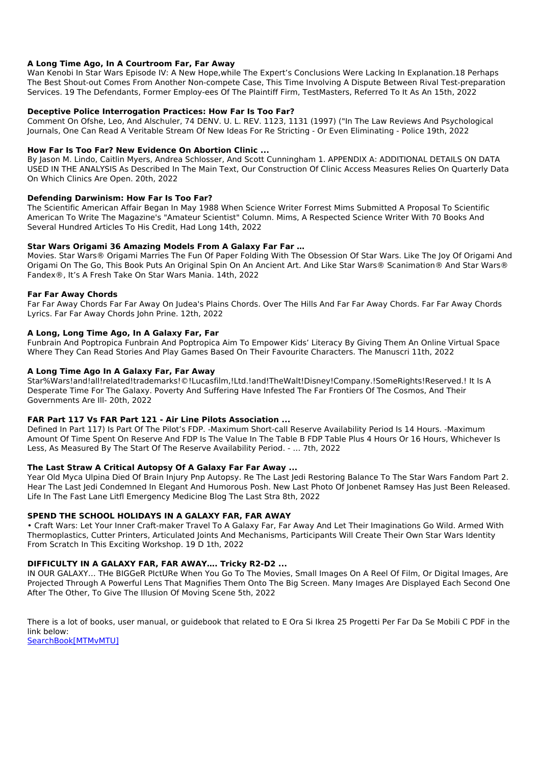**A Long Time Ago, In A Courtroom Far, Far Away**

Wan Kenobi In Star Wars Episode IV: A New Hope,while The Expert's Conclusions Were Lacking In Explanation.18 Perhaps The Best Shout-out Comes From Another Non-compete Case, This Time Involving A Dispute Between Rival Test-preparation Services. 19 The Defendants, Former Employ-ees Of The Plaintiff Firm, TestMasters, Referred To It As An 15th, 2022

**Deceptive Police Interrogation Practices: How Far Is Too Far?**

Comment On Ofshe, Leo, And Alschuler, 74 DENV. U. L. REV. 1123, 1131 (1997) ("In The Law Reviews And Psychological Journals, One Can Read A Veritable Stream Of New Ideas For Re Stricting - Or Even Eliminating - Police 19th, 2022

**How Far Is Too Far? New Evidence On Abortion Clinic ...**

By Jason M. Lindo, Caitlin Myers, Andrea Schlosser, And Scott Cunningham 1. APPENDIX A: ADDITIONAL DETAILS ON DATA USED IN THE ANALYSIS As Described In The Main Text, Our Construction Of Clinic Access Measures Relies On Quarterly Data On Which Clinics Are Open. 20th, 2022

**Defending Darwinism: How Far Is Too Far?**

The Scientific American Affair Began In May 1988 When Science Writer Forrest Mims Submitted A Proposal To Scientific American To Write The Magazine's "Amateur Scientist" Column. Mims, A Respected Science Writer With 70 Books And Several Hundred Articles To His Credit, Had Long 14th, 2022

**Star Wars Origami 36 Amazing Models From A Galaxy Far Far …**

Movies. Star Wars® Origami Marries The Fun Of Paper Folding With The Obsession Of Star Wars. Like The Joy Of Origami And Origami On The Go, This Book Puts An Original Spin On An Ancient Art. And Like Star Wars® Scanimation® And Star Wars® Fandex®, It's A Fresh Take On Star Wars Mania. 14th, 2022

**Far Far Away Chords**

Far Far Away Chords Far Far Away On Judea's Plains Chords. Over The Hills And Far Far Away Chords. Far Far Away Chords Lyrics. Far Far Away Chords John Prine. 12th, 2022

**A Long, Long Time Ago, In A Galaxy Far, Far**

Funbrain And Poptropica Funbrain And Poptropica Aim To Empower Kids' Literacy By Giving Them An Online Virtual Space Where They Can Read Stories And Play Games Based On Their Favourite Characters. The Manuscri 11th, 2022

**A Long Time Ago In A Galaxy Far, Far Away**

Star%Wars!and!all!related!trademarks!©!Lucasfilm,!Ltd.!and!TheWalt!Disney!Company.!SomeRights!Reserved.! It Is A Desperate Time For The Galaxy. Poverty And Suffering Have Infested The Far Frontiers Of The Cosmos, And Their Governments Are Ill- 20th, 2022

**FAR Part 117 Vs FAR Part 121 - Air Line Pilots Association ...**

Defined In Part 117) Is Part Of The Pilot's FDP. -Maximum Short-call Reserve Availability Period Is 14 Hours. -Maximum Amount Of Time Spent On Reserve And FDP Is The Value In The Table B FDP Table Plus 4 Hours Or 16 Hours, Whichever Is Less, As Measured By The Start Of The Reserve Availability Period. - … 7th, 2022

**The Last Straw A Critical Autopsy Of A Galaxy Far Far Away ...**

Year Old Myca Ulpina Died Of Brain Injury Pnp Autopsy. Re The Last Jedi Restoring Balance To The Star Wars Fandom Part 2. Hear The Last Jedi Condemned In Elegant And Humorous Posh. New Last Photo Of Jonbenet Ramsey Has Just Been Released. Life In The Fast Lane Litfl Emergency Medicine Blog The Last Stra 8th, 2022

**SPEND THE SCHOOL HOLIDAYS IN A GALAXY FAR, FAR AWAY**

• Craft Wars: Let Your Inner Craft-maker Travel To A Galaxy Far, Far Away And Let Their Imaginations Go Wild. Armed With Thermoplastics, Cutter Printers, Articulated Joints And Mechanisms, Participants Will Create Their Own Star Wars Identity From Scratch In This Exciting Workshop. 19 D 1th, 2022

**DIFFICULTY IN A GALAXY FAR, FAR AWAY…. Tricky R2-D2 ...**

IN OUR GALAXY… THe BIGGeR PIctURe When You Go To The Movies, Small Images On A Reel Of Film, Or Digital Images, Are Projected Through A Powerful Lens That Magnifies Them Onto The Big Screen. Many Images Are Displayed Each Second One After The Other, To Give The Illusion Of Moving Scene 5th, 2022

There is a lot of books, user manual, or guidebook that related to E Ora Si Ikrea 25 Progetti Per Far Da Se Mobili C PDF in the link below:
SearchBook[MTMvMTU]